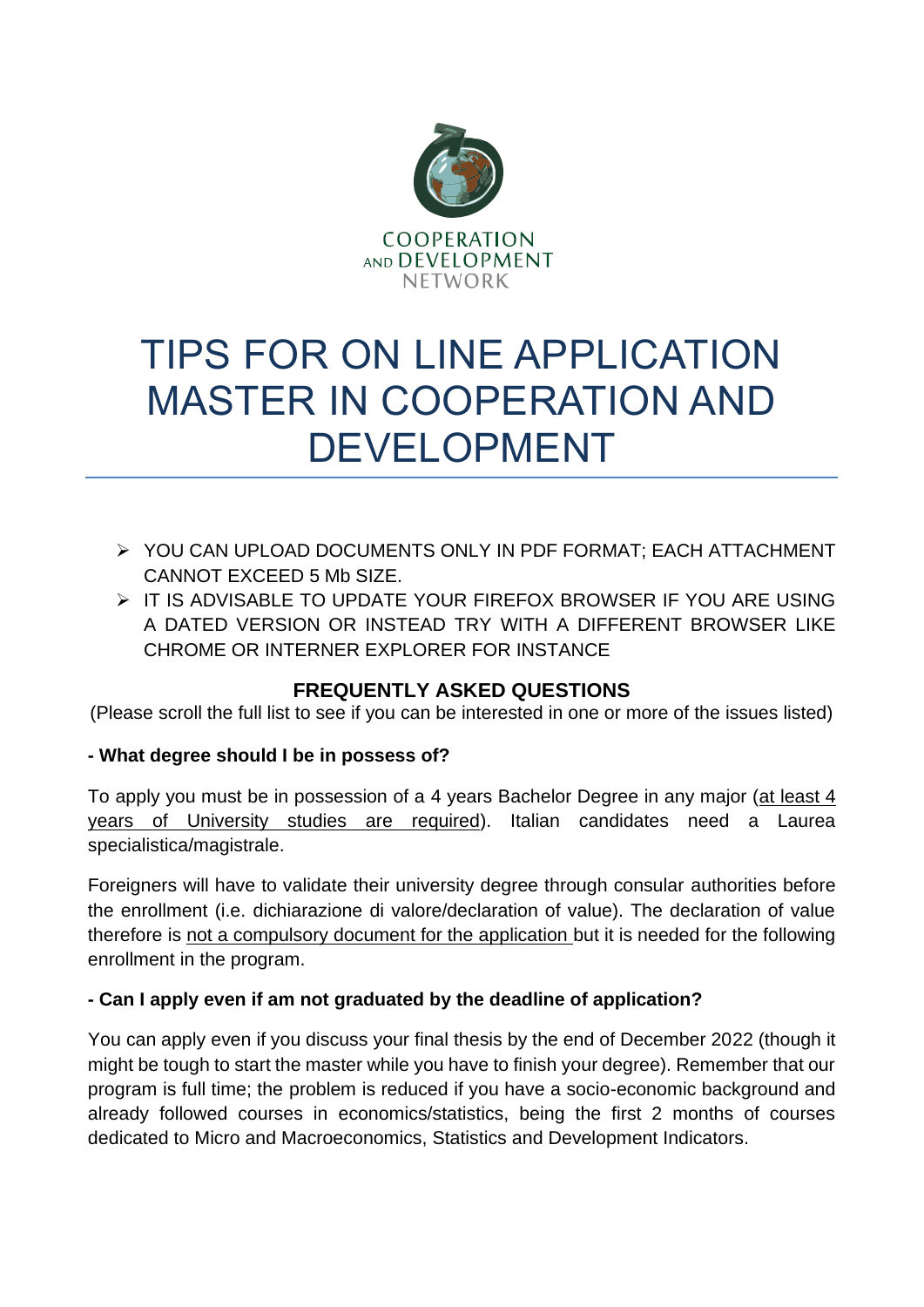COOPERATION AND DEVELOPMENT NETWORK

# TIPS FOR ON LINE APPLICATION MASTER IN COOPERATION AND DEVELOPMENT

- YOU CAN UPLOAD DOCUMENTS ONLY IN PDF FORMAT; EACH ATTACHMENT CANNOT EXCEED 5 Mb SIZE.
- IT IS ADVISABLE TO UPDATE YOUR FIREFOX BROWSER IF YOU ARE USING A DATED VERSION OR INSTEAD TRY WITH A DIFFERENT BROWSER LIKE CHROME OR INTERNER EXPLORER FOR INSTANCE

## FREQUENTLY ASKED QUESTIONS

(Please scroll the full list to see if you can be interested in one or more of the issues listed)

**- What degree should I be in possess of?**

To apply you must be in possession of a 4 years Bachelor Degree in any major (<u>at least 4 years of University studies are required</u>). Italian candidates need a Laurea specialistica/magistrale.

Foreigners will have to validate their university degree through consular authorities before the enrollment (i.e. dichiarazione di valore/declaration of value). The declaration of value therefore is <u>not a compulsory document for the application</u> but it is needed for the following enrollment in the program.

**- Can I apply even if am not graduated by the deadline of application?**

You can apply even if you discuss your final thesis by the end of December 2022 (though it might be tough to start the master while you have to finish your degree). Remember that our program is full time; the problem is reduced if you have a socio-economic background and already followed courses in economics/statistics, being the first 2 months of courses dedicated to Micro and Macroeconomics, Statistics and Development Indicators.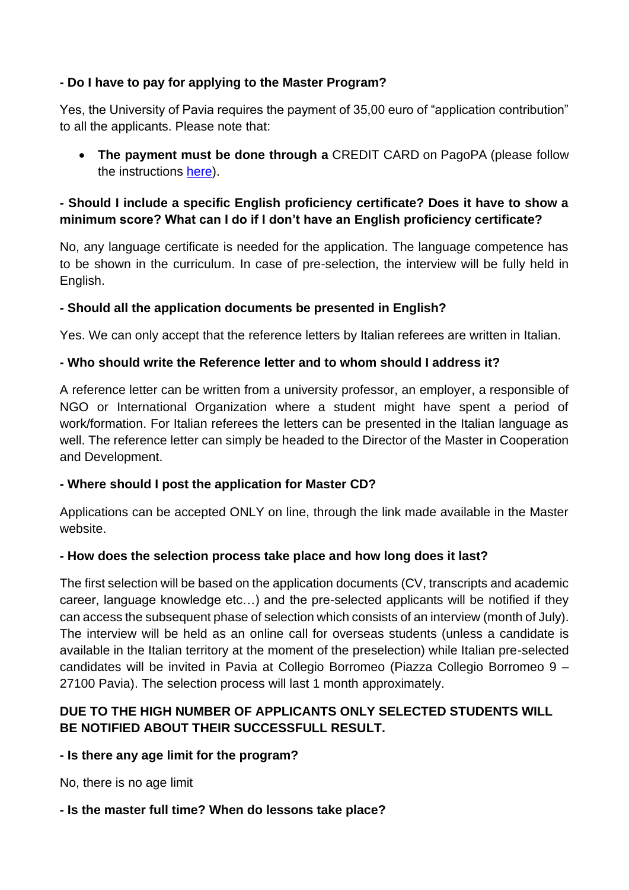**- Do I have to pay for applying to the Master Program?**

Yes, the University of Pavia requires the payment of 35,00 euro of "application contribution" to all the applicants. Please note that:

- **The payment must be done through a** CREDIT CARD on PagoPA (please follow the instructions here).

**- Should I include a specific English proficiency certificate? Does it have to show a minimum score? What can I do if I don't have an English proficiency certificate?**

No, any language certificate is needed for the application. The language competence has to be shown in the curriculum. In case of pre-selection, the interview will be fully held in English.

**- Should all the application documents be presented in English?**

Yes. We can only accept that the reference letters by Italian referees are written in Italian.

**- Who should write the Reference letter and to whom should I address it?**

A reference letter can be written from a university professor, an employer, a responsible of NGO or International Organization where a student might have spent a period of work/formation. For Italian referees the letters can be presented in the Italian language as well. The reference letter can simply be headed to the Director of the Master in Cooperation and Development.

**- Where should I post the application for Master CD?**

Applications can be accepted ONLY on line, through the link made available in the Master website.

**- How does the selection process take place and how long does it last?**

The first selection will be based on the application documents (CV, transcripts and academic career, language knowledge etc…) and the pre-selected applicants will be notified if they can access the subsequent phase of selection which consists of an interview (month of July). The interview will be held as an online call for overseas students (unless a candidate is available in the Italian territory at the moment of the preselection) while Italian pre-selected candidates will be invited in Pavia at Collegio Borromeo (Piazza Collegio Borromeo 9 – 27100 Pavia). The selection process will last 1 month approximately.

**DUE TO THE HIGH NUMBER OF APPLICANTS ONLY SELECTED STUDENTS WILL BE NOTIFIED ABOUT THEIR SUCCESSFULL RESULT.**

**- Is there any age limit for the program?**

No, there is no age limit

**- Is the master full time? When do lessons take place?**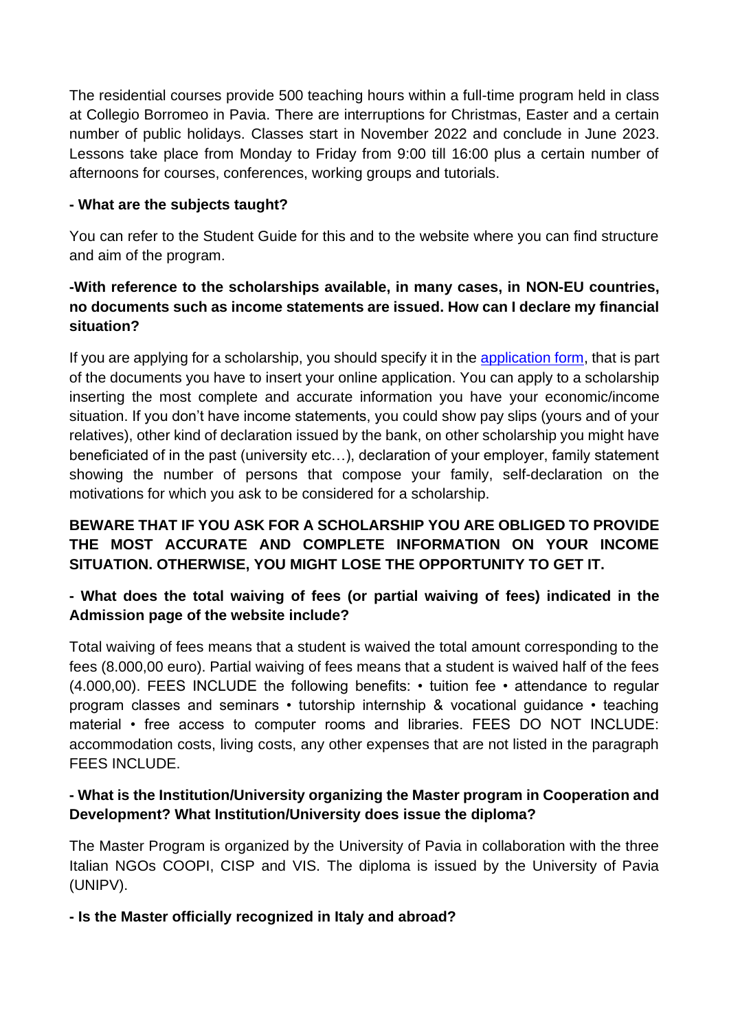The residential courses provide 500 teaching hours within a full-time program held in class at Collegio Borromeo in Pavia. There are interruptions for Christmas, Easter and a certain number of public holidays. Classes start in November 2022 and conclude in June 2023. Lessons take place from Monday to Friday from 9:00 till 16:00 plus a certain number of afternoons for courses, conferences, working groups and tutorials.

**- What are the subjects taught?**

You can refer to the Student Guide for this and to the website where you can find structure and aim of the program.

**-With reference to the scholarships available, in many cases, in NON-EU countries, no documents such as income statements are issued. How can I declare my financial situation?**

If you are applying for a scholarship, you should specify it in the application form, that is part of the documents you have to insert your online application. You can apply to a scholarship inserting the most complete and accurate information you have your economic/income situation. If you don't have income statements, you could show pay slips (yours and of your relatives), other kind of declaration issued by the bank, on other scholarship you might have beneficiated of in the past (university etc…), declaration of your employer, family statement showing the number of persons that compose your family, self-declaration on the motivations for which you ask to be considered for a scholarship.

**BEWARE THAT IF YOU ASK FOR A SCHOLARSHIP YOU ARE OBLIGED TO PROVIDE THE MOST ACCURATE AND COMPLETE INFORMATION ON YOUR INCOME SITUATION. OTHERWISE, YOU MIGHT LOSE THE OPPORTUNITY TO GET IT.**

**- What does the total waiving of fees (or partial waiving of fees) indicated in the Admission page of the website include?**

Total waiving of fees means that a student is waived the total amount corresponding to the fees (8.000,00 euro). Partial waiving of fees means that a student is waived half of the fees (4.000,00). FEES INCLUDE the following benefits: • tuition fee • attendance to regular program classes and seminars • tutorship internship & vocational guidance • teaching material • free access to computer rooms and libraries. FEES DO NOT INCLUDE: accommodation costs, living costs, any other expenses that are not listed in the paragraph FEES INCLUDE.

**- What is the Institution/University organizing the Master program in Cooperation and Development? What Institution/University does issue the diploma?**

The Master Program is organized by the University of Pavia in collaboration with the three Italian NGOs COOPI, CISP and VIS. The diploma is issued by the University of Pavia (UNIPV).

**- Is the Master officially recognized in Italy and abroad?**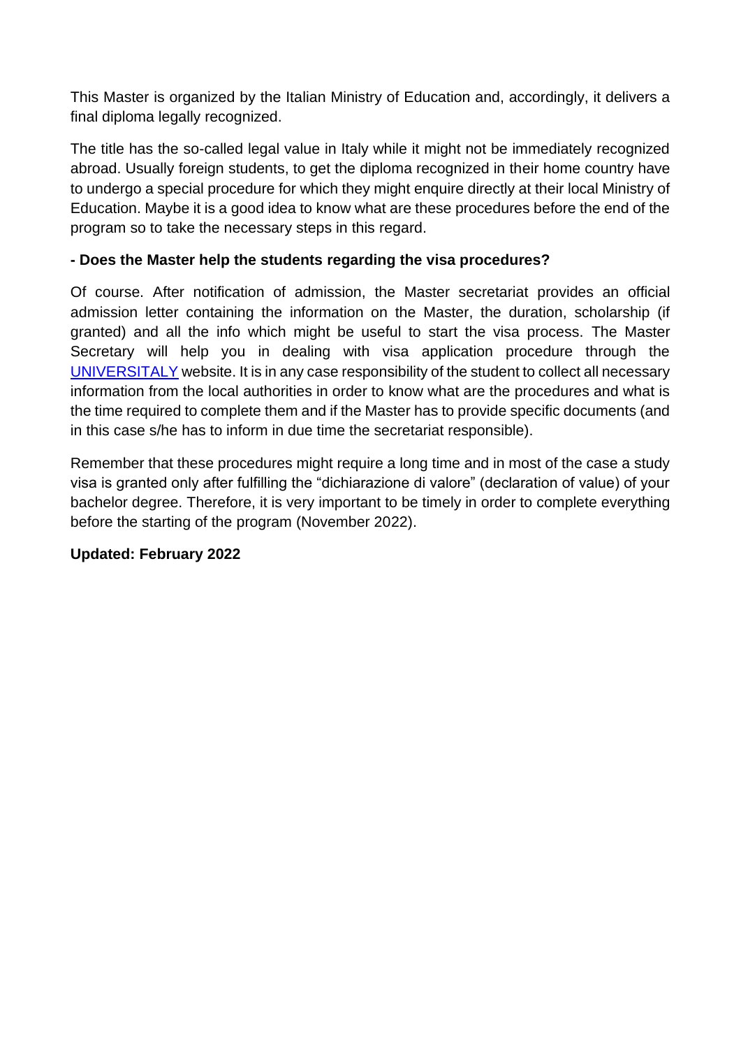This Master is organized by the Italian Ministry of Education and, accordingly, it delivers a final diploma legally recognized.

The title has the so-called legal value in Italy while it might not be immediately recognized abroad. Usually foreign students, to get the diploma recognized in their home country have to undergo a special procedure for which they might enquire directly at their local Ministry of Education. Maybe it is a good idea to know what are these procedures before the end of the program so to take the necessary steps in this regard.

**- Does the Master help the students regarding the visa procedures?**

Of course. After notification of admission, the Master secretariat provides an official admission letter containing the information on the Master, the duration, scholarship (if granted) and all the info which might be useful to start the visa process. The Master Secretary will help you in dealing with visa application procedure through the UNIVERSITALY website. It is in any case responsibility of the student to collect all necessary information from the local authorities in order to know what are the procedures and what is the time required to complete them and if the Master has to provide specific documents (and in this case s/he has to inform in due time the secretariat responsible).

Remember that these procedures might require a long time and in most of the case a study visa is granted only after fulfilling the “dichiarazione di valore” (declaration of value) of your bachelor degree. Therefore, it is very important to be timely in order to complete everything before the starting of the program (November 2022).

**Updated: February 2022**